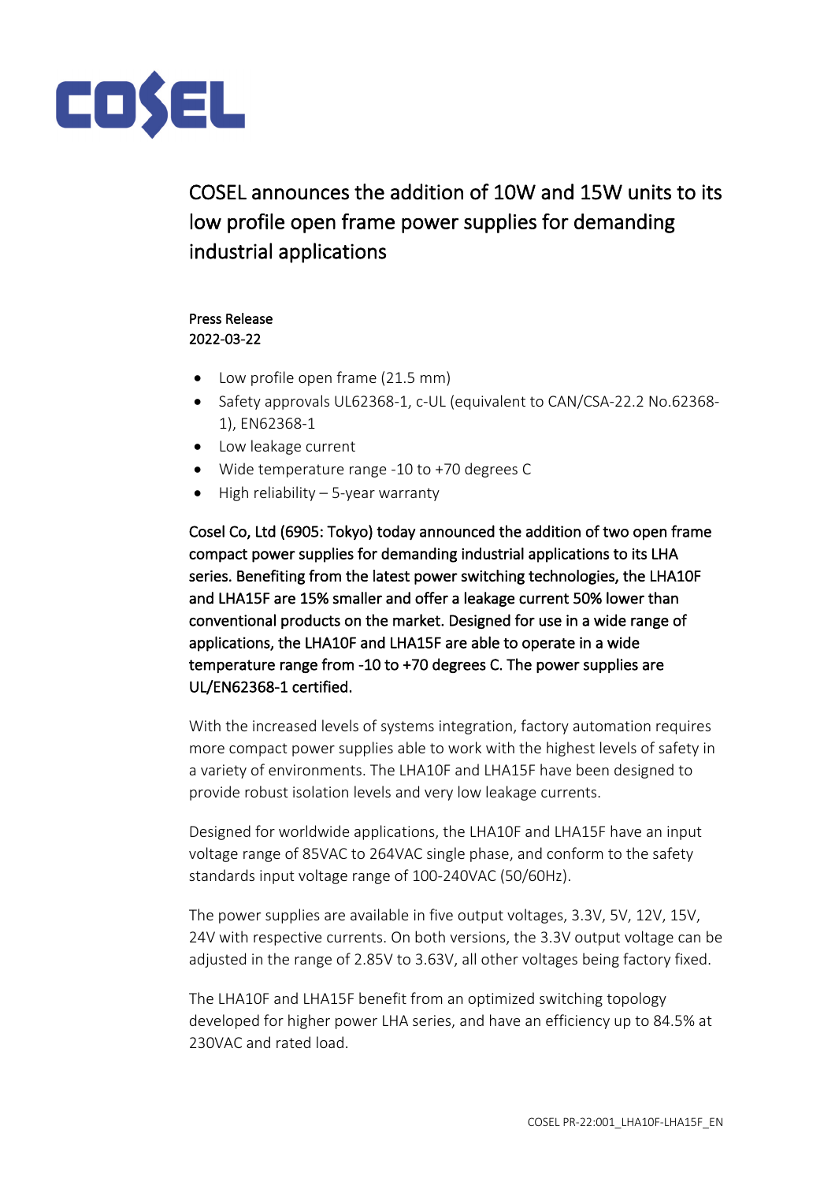COSEL

# COSEL announces the addition of 10W and 15W units to its low profile open frame power supplies for demanding industrial applications

Press Release
2022-03-22

- Low profile open frame (21.5 mm)
- Safety approvals UL62368-1, c-UL (equivalent to CAN/CSA-22.2 No.62368-1), EN62368-1
- Low leakage current
- Wide temperature range -10 to +70 degrees C
- High reliability – 5-year warranty

Cosel Co, Ltd (6905: Tokyo) today announced the addition of two open frame compact power supplies for demanding industrial applications to its LHA series. Benefiting from the latest power switching technologies, the LHA10F and LHA15F are 15% smaller and offer a leakage current 50% lower than conventional products on the market. Designed for use in a wide range of applications, the LHA10F and LHA15F are able to operate in a wide temperature range from -10 to +70 degrees C. The power supplies are UL/EN62368-1 certified.

With the increased levels of systems integration, factory automation requires more compact power supplies able to work with the highest levels of safety in a variety of environments. The LHA10F and LHA15F have been designed to provide robust isolation levels and very low leakage currents.

Designed for worldwide applications, the LHA10F and LHA15F have an input voltage range of 85VAC to 264VAC single phase, and conform to the safety standards input voltage range of 100-240VAC (50/60Hz).

The power supplies are available in five output voltages, 3.3V, 5V, 12V, 15V, 24V with respective currents. On both versions, the 3.3V output voltage can be adjusted in the range of 2.85V to 3.63V, all other voltages being factory fixed.

The LHA10F and LHA15F benefit from an optimized switching topology developed for higher power LHA series, and have an efficiency up to 84.5% at 230VAC and rated load.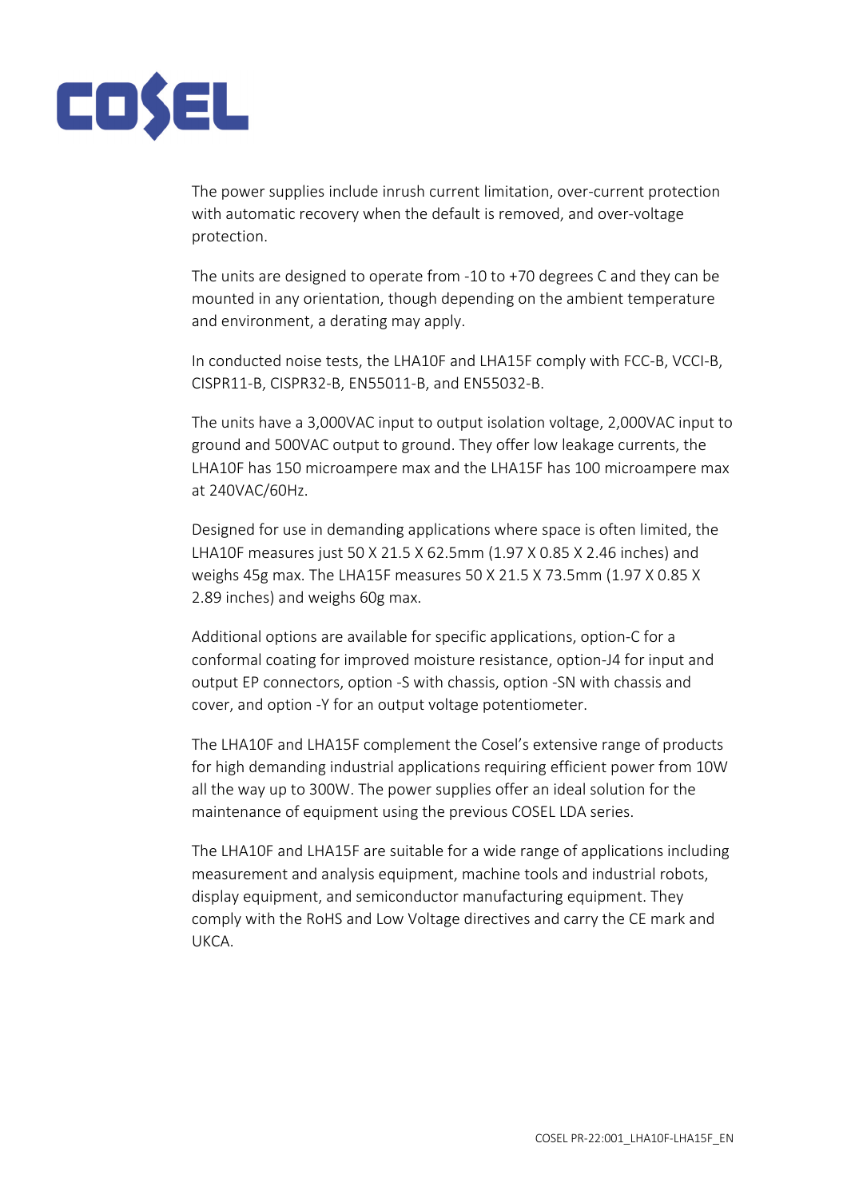The power supplies include inrush current limitation, over-current protection with automatic recovery when the default is removed, and over-voltage protection.

The units are designed to operate from -10 to +70 degrees C and they can be mounted in any orientation, though depending on the ambient temperature and environment, a derating may apply.

In conducted noise tests, the LHA10F and LHA15F comply with FCC-B, VCCI-B, CISPR11-B, CISPR32-B, EN55011-B, and EN55032-B.

The units have a 3,000VAC input to output isolation voltage, 2,000VAC input to ground and 500VAC output to ground. They offer low leakage currents, the LHA10F has 150 microampere max and the LHA15F has 100 microampere max at 240VAC/60Hz.

Designed for use in demanding applications where space is often limited, the LHA10F measures just 50 X 21.5 X 62.5mm (1.97 X 0.85 X 2.46 inches) and weighs 45g max. The LHA15F measures 50 X 21.5 X 73.5mm (1.97 X 0.85 X 2.89 inches) and weighs 60g max.

Additional options are available for specific applications, option-C for a conformal coating for improved moisture resistance, option-J4 for input and output EP connectors, option -S with chassis, option -SN with chassis and cover, and option -Y for an output voltage potentiometer.

The LHA10F and LHA15F complement the Cosel's extensive range of products for high demanding industrial applications requiring efficient power from 10W all the way up to 300W. The power supplies offer an ideal solution for the maintenance of equipment using the previous COSEL LDA series.

The LHA10F and LHA15F are suitable for a wide range of applications including measurement and analysis equipment, machine tools and industrial robots, display equipment, and semiconductor manufacturing equipment. They comply with the RoHS and Low Voltage directives and carry the CE mark and UKCA.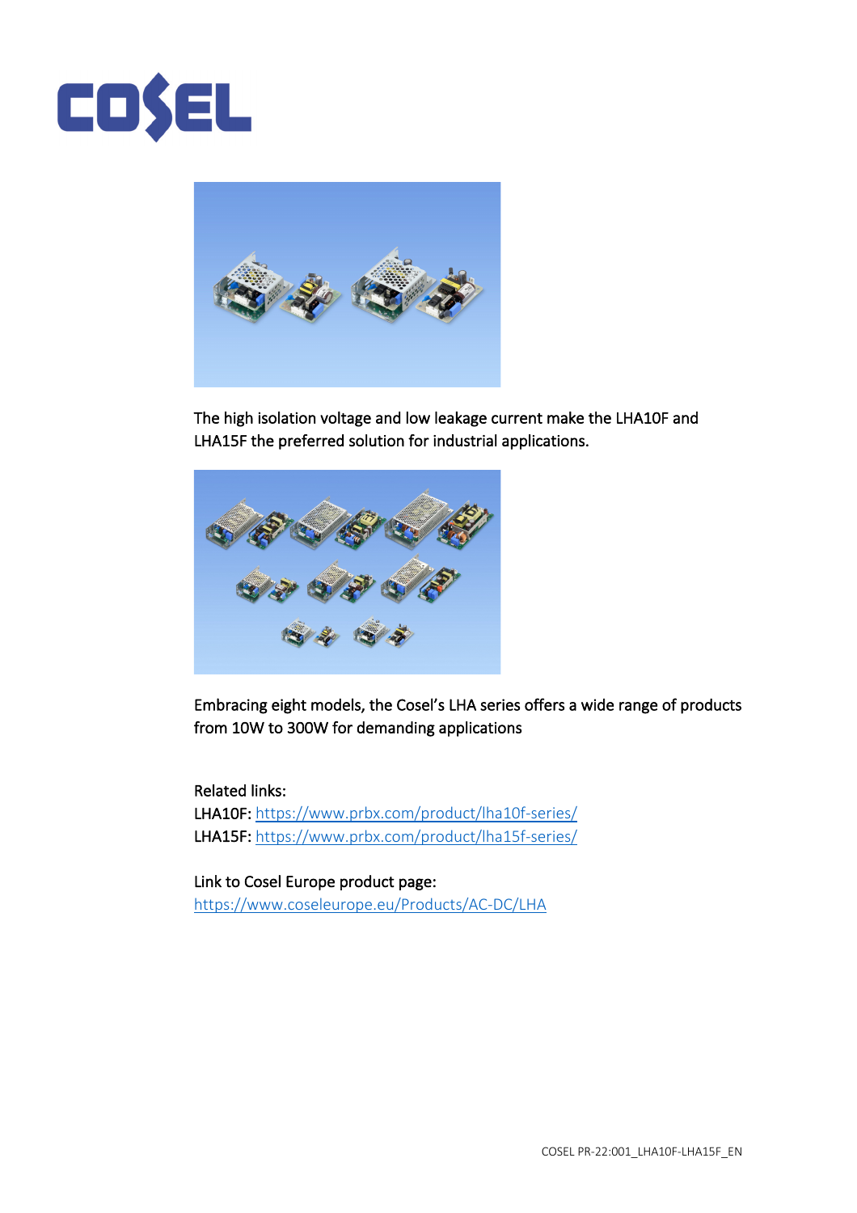The high isolation voltage and low leakage current make the LHA10F and LHA15F the preferred solution for industrial applications.

Embracing eight models, the Cosel's LHA series offers a wide range of products from 10W to 300W for demanding applications

Related links:
LHA10F: https://www.prbx.com/product/lha10f-series/
LHA15F: https://www.prbx.com/product/lha15f-series/

Link to Cosel Europe product page:
https://www.coseleurope.eu/Products/AC-DC/LHA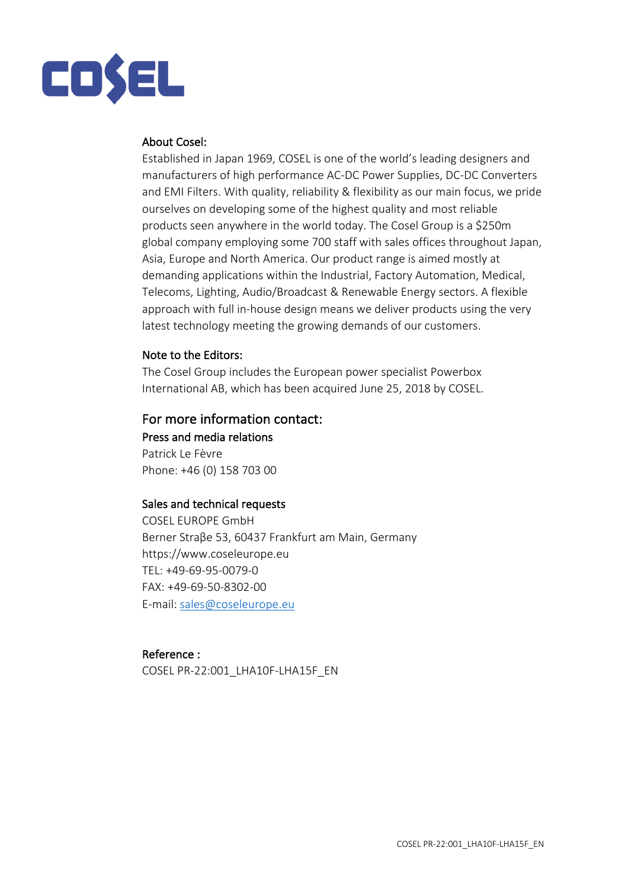COSEL

About Cosel:

Established in Japan 1969, COSEL is one of the world's leading designers and manufacturers of high performance AC-DC Power Supplies, DC-DC Converters and EMI Filters. With quality, reliability & flexibility as our main focus, we pride ourselves on developing some of the highest quality and most reliable products seen anywhere in the world today. The Cosel Group is a $250m global company employing some 700 staff with sales offices throughout Japan, Asia, Europe and North America. Our product range is aimed mostly at demanding applications within the Industrial, Factory Automation, Medical, Telecoms, Lighting, Audio/Broadcast & Renewable Energy sectors. A flexible approach with full in-house design means we deliver products using the very latest technology meeting the growing demands of our customers.

Note to the Editors:

The Cosel Group includes the European power specialist Powerbox International AB, which has been acquired June 25, 2018 by COSEL.

## For more information contact:

Press and media relations

Patrick Le Fèvre
Phone: +46 (0) 158 703 00

Sales and technical requests

COSEL EUROPE GmbH
Berner Straβe 53, 60437 Frankfurt am Main, Germany
https://www.coseleurope.eu
TEL: +49-69-95-0079-0
FAX: +49-69-50-8302-00
E-mail: sales@coseleurope.eu

Reference :

COSEL PR-22:001_LHA10F-LHA15F_EN